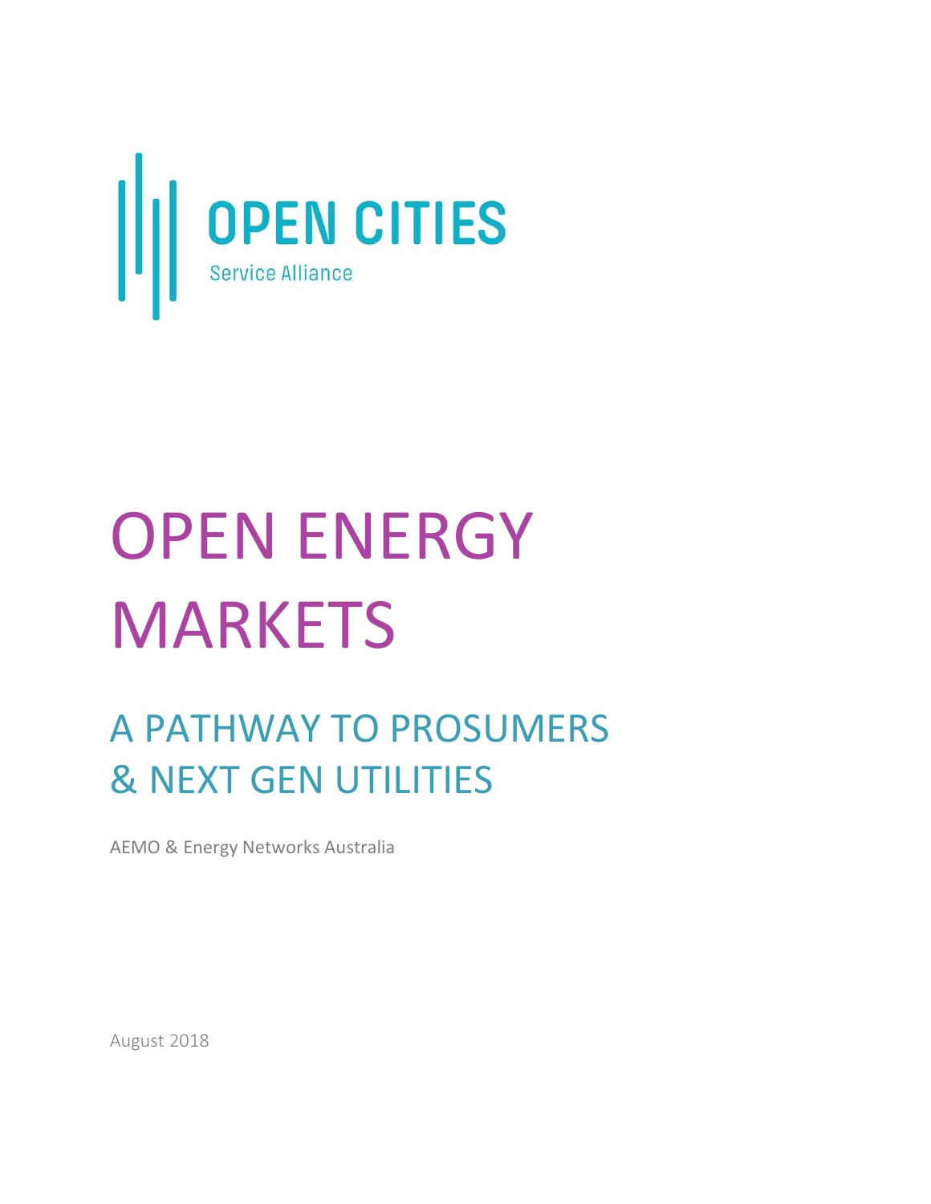OPEN CITIES

Service Alliance

# OPEN ENERGY MARKETS

## A PATHWAY TO PROSUMERS & NEXT GEN UTILITIES

AEMO & Energy Networks Australia

August 2018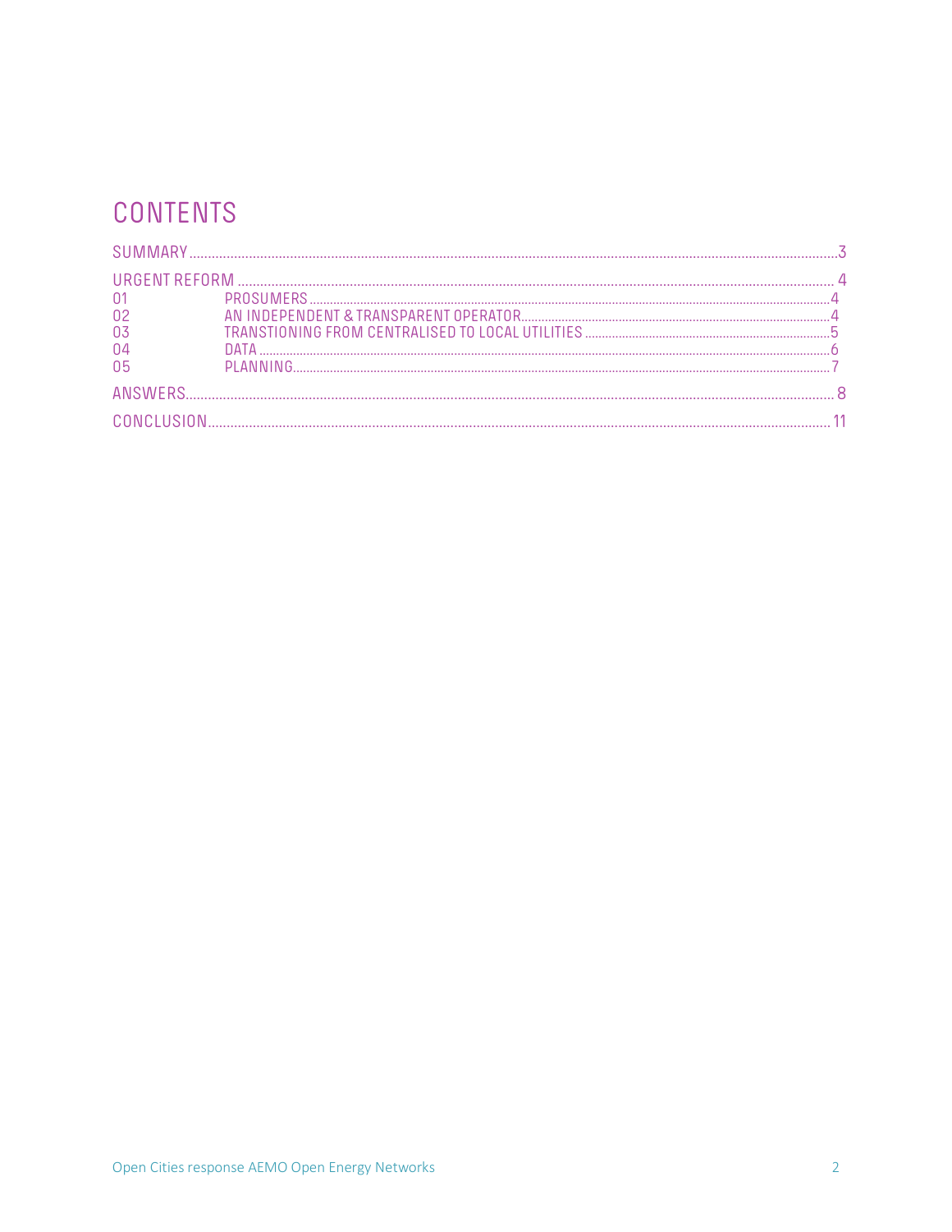# CONTENTS

SUMMARY ........................................................................................................................................ 3

URGENT REFORM ........................................................................................................................... 4

01 PROSUMERS ................................................................................................................................ 4

02 AN INDEPENDENT & TRANSPARENT OPERATOR ........................................................................ 4

03 TRANSTIONING FROM CENTRALISED TO LOCAL UTILITIES ....................................................... 5

04 DATA ........................................................................................................................................... 6

05 PLANNING ................................................................................................................................... 7

ANSWERS ........................................................................................................................................ 8

CONCLUSION ................................................................................................................................. 11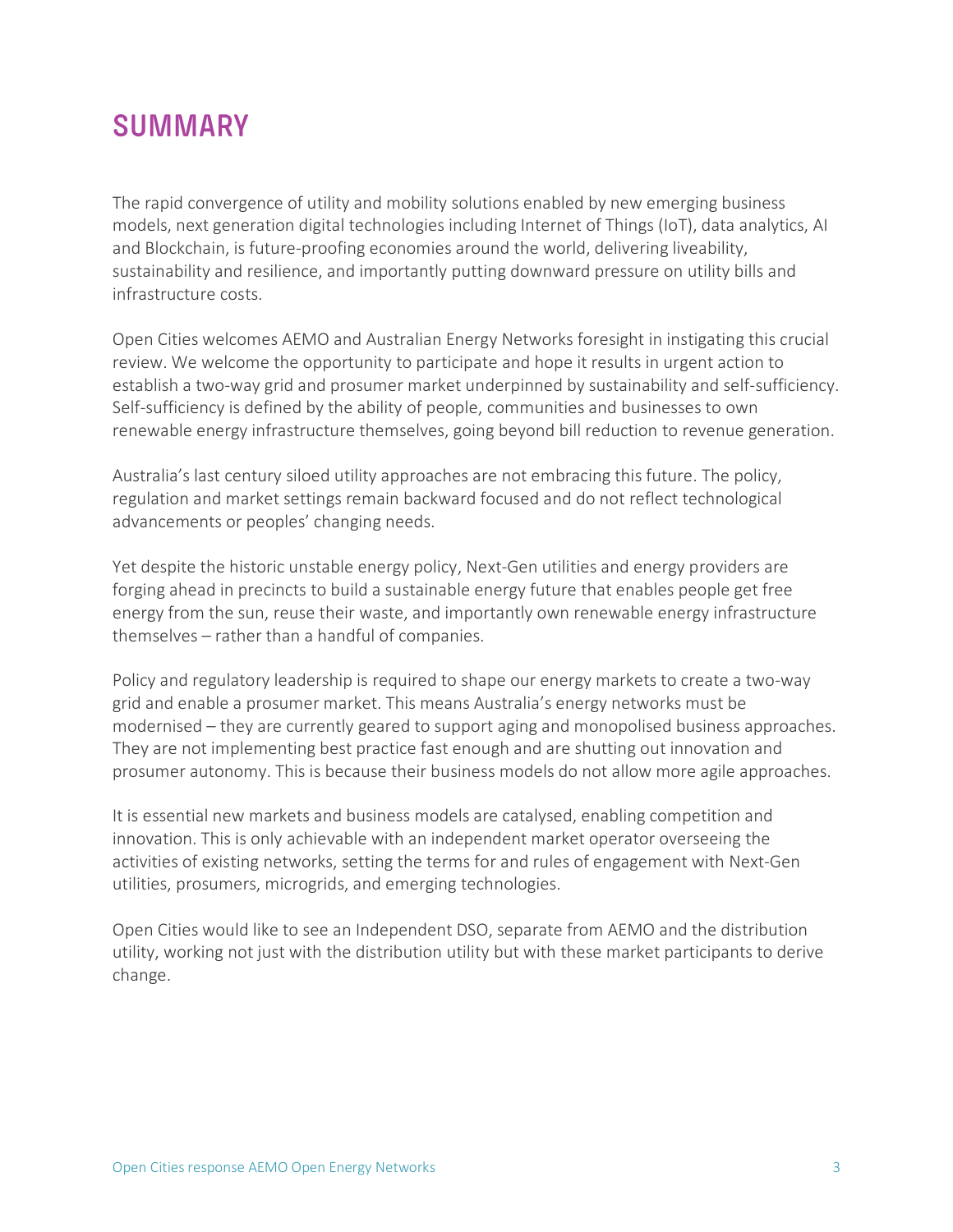# SUMMARY

The rapid convergence of utility and mobility solutions enabled by new emerging business models, next generation digital technologies including Internet of Things (IoT), data analytics, AI and Blockchain, is future-proofing economies around the world, delivering liveability, sustainability and resilience, and importantly putting downward pressure on utility bills and infrastructure costs.

Open Cities welcomes AEMO and Australian Energy Networks foresight in instigating this crucial review. We welcome the opportunity to participate and hope it results in urgent action to establish a two-way grid and prosumer market underpinned by sustainability and self-sufficiency. Self-sufficiency is defined by the ability of people, communities and businesses to own renewable energy infrastructure themselves, going beyond bill reduction to revenue generation.

Australia's last century siloed utility approaches are not embracing this future. The policy, regulation and market settings remain backward focused and do not reflect technological advancements or peoples' changing needs.

Yet despite the historic unstable energy policy, Next-Gen utilities and energy providers are forging ahead in precincts to build a sustainable energy future that enables people get free energy from the sun, reuse their waste, and importantly own renewable energy infrastructure themselves – rather than a handful of companies.

Policy and regulatory leadership is required to shape our energy markets to create a two-way grid and enable a prosumer market. This means Australia's energy networks must be modernised – they are currently geared to support aging and monopolised business approaches. They are not implementing best practice fast enough and are shutting out innovation and prosumer autonomy. This is because their business models do not allow more agile approaches.

It is essential new markets and business models are catalysed, enabling competition and innovation. This is only achievable with an independent market operator overseeing the activities of existing networks, setting the terms for and rules of engagement with Next-Gen utilities, prosumers, microgrids, and emerging technologies.

Open Cities would like to see an Independent DSO, separate from AEMO and the distribution utility, working not just with the distribution utility but with these market participants to derive change.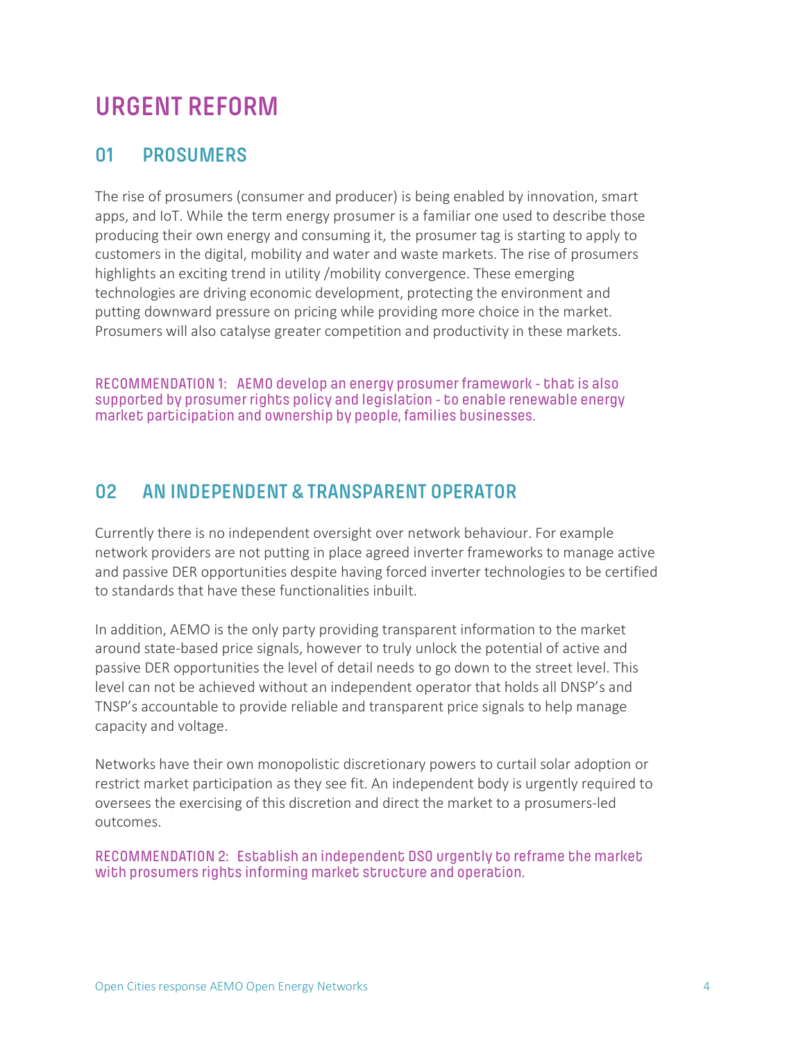# URGENT REFORM

## 01 PROSUMERS

The rise of prosumers (consumer and producer) is being enabled by innovation, smart apps, and IoT. While the term energy prosumer is a familiar one used to describe those producing their own energy and consuming it, the prosumer tag is starting to apply to customers in the digital, mobility and water and waste markets. The rise of prosumers highlights an exciting trend in utility /mobility convergence. These emerging technologies are driving economic development, protecting the environment and putting downward pressure on pricing while providing more choice in the market. Prosumers will also catalyse greater competition and productivity in these markets.

**RECOMMENDATION 1: AEMO develop an energy prosumer framework - that is also supported by prosumer rights policy and legislation - to enable renewable energy market participation and ownership by people, families businesses.**

## 02 AN INDEPENDENT & TRANSPARENT OPERATOR

Currently there is no independent oversight over network behaviour. For example network providers are not putting in place agreed inverter frameworks to manage active and passive DER opportunities despite having forced inverter technologies to be certified to standards that have these functionalities inbuilt.

In addition, AEMO is the only party providing transparent information to the market around state-based price signals, however to truly unlock the potential of active and passive DER opportunities the level of detail needs to go down to the street level. This level can not be achieved without an independent operator that holds all DNSP's and TNSP's accountable to provide reliable and transparent price signals to help manage capacity and voltage.

Networks have their own monopolistic discretionary powers to curtail solar adoption or restrict market participation as they see fit. An independent body is urgently required to oversees the exercising of this discretion and direct the market to a prosumers-led outcomes.

**RECOMMENDATION 2: Establish an independent DSO urgently to reframe the market with prosumers rights informing market structure and operation.**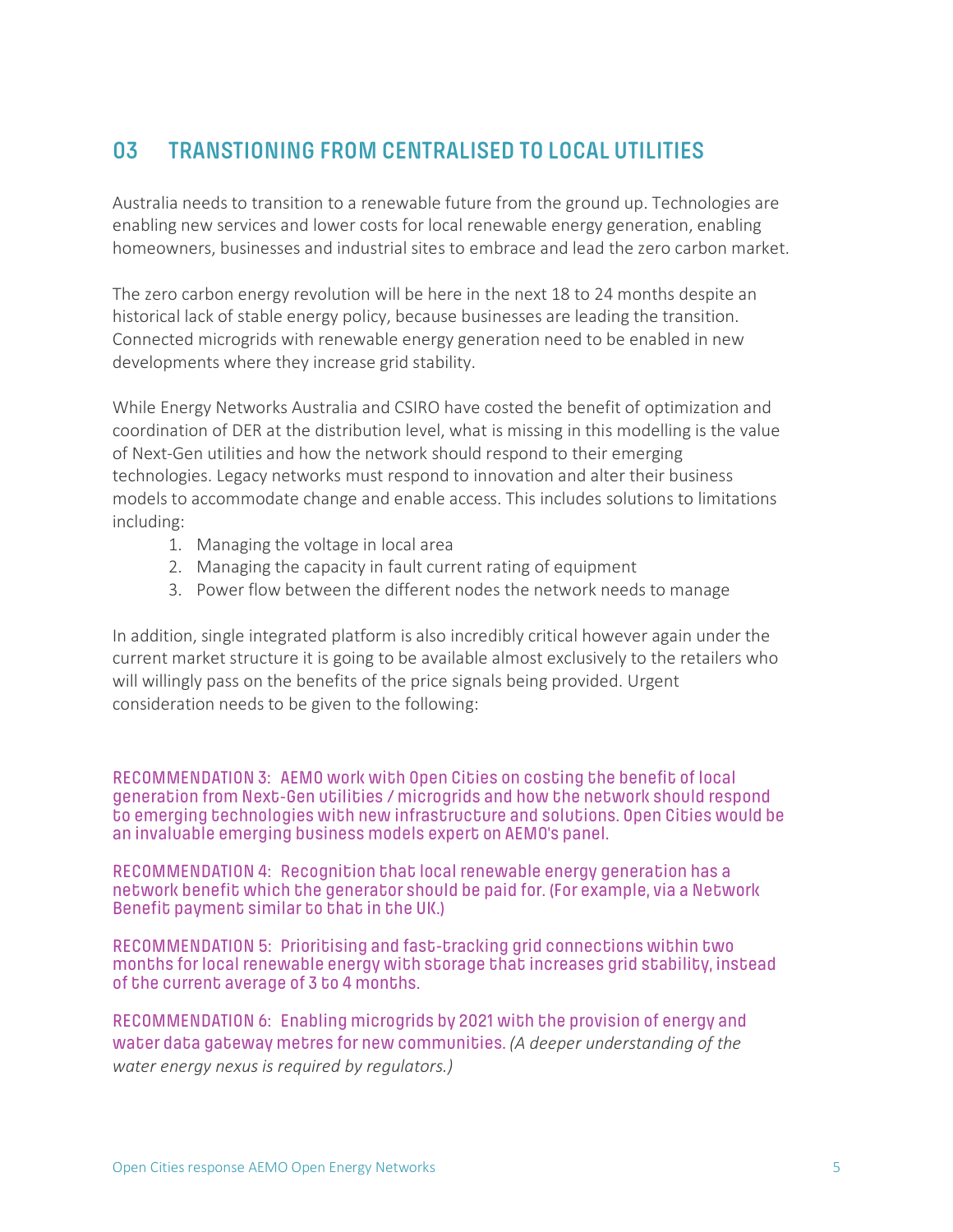## 03 TRANSTIONING FROM CENTRALISED TO LOCAL UTILITIES

Australia needs to transition to a renewable future from the ground up. Technologies are enabling new services and lower costs for local renewable energy generation, enabling homeowners, businesses and industrial sites to embrace and lead the zero carbon market.

The zero carbon energy revolution will be here in the next 18 to 24 months despite an historical lack of stable energy policy, because businesses are leading the transition. Connected microgrids with renewable energy generation need to be enabled in new developments where they increase grid stability.

While Energy Networks Australia and CSIRO have costed the benefit of optimization and coordination of DER at the distribution level, what is missing in this modelling is the value of Next-Gen utilities and how the network should respond to their emerging technologies. Legacy networks must respond to innovation and alter their business models to accommodate change and enable access. This includes solutions to limitations including:

1. Managing the voltage in local area
2. Managing the capacity in fault current rating of equipment
3. Power flow between the different nodes the network needs to manage

In addition, single integrated platform is also incredibly critical however again under the current market structure it is going to be available almost exclusively to the retailers who will willingly pass on the benefits of the price signals being provided. Urgent consideration needs to be given to the following:

**RECOMMENDATION 3:** AEMO work with Open Cities on costing the benefit of local generation from Next-Gen utilities / microgrids and how the network should respond to emerging technologies with new infrastructure and solutions. Open Cities would be an invaluable emerging business models expert on AEMO's panel.

**RECOMMENDATION 4:** Recognition that local renewable energy generation has a network benefit which the generator should be paid for. (For example, via a Network Benefit payment similar to that in the UK.)

**RECOMMENDATION 5:** Prioritising and fast-tracking grid connections within two months for local renewable energy with storage that increases grid stability, instead of the current average of 3 to 4 months.

**RECOMMENDATION 6:** Enabling microgrids by 2021 with the provision of energy and water data gateway metres for new communities. *(A deeper understanding of the water energy nexus is required by regulators.)*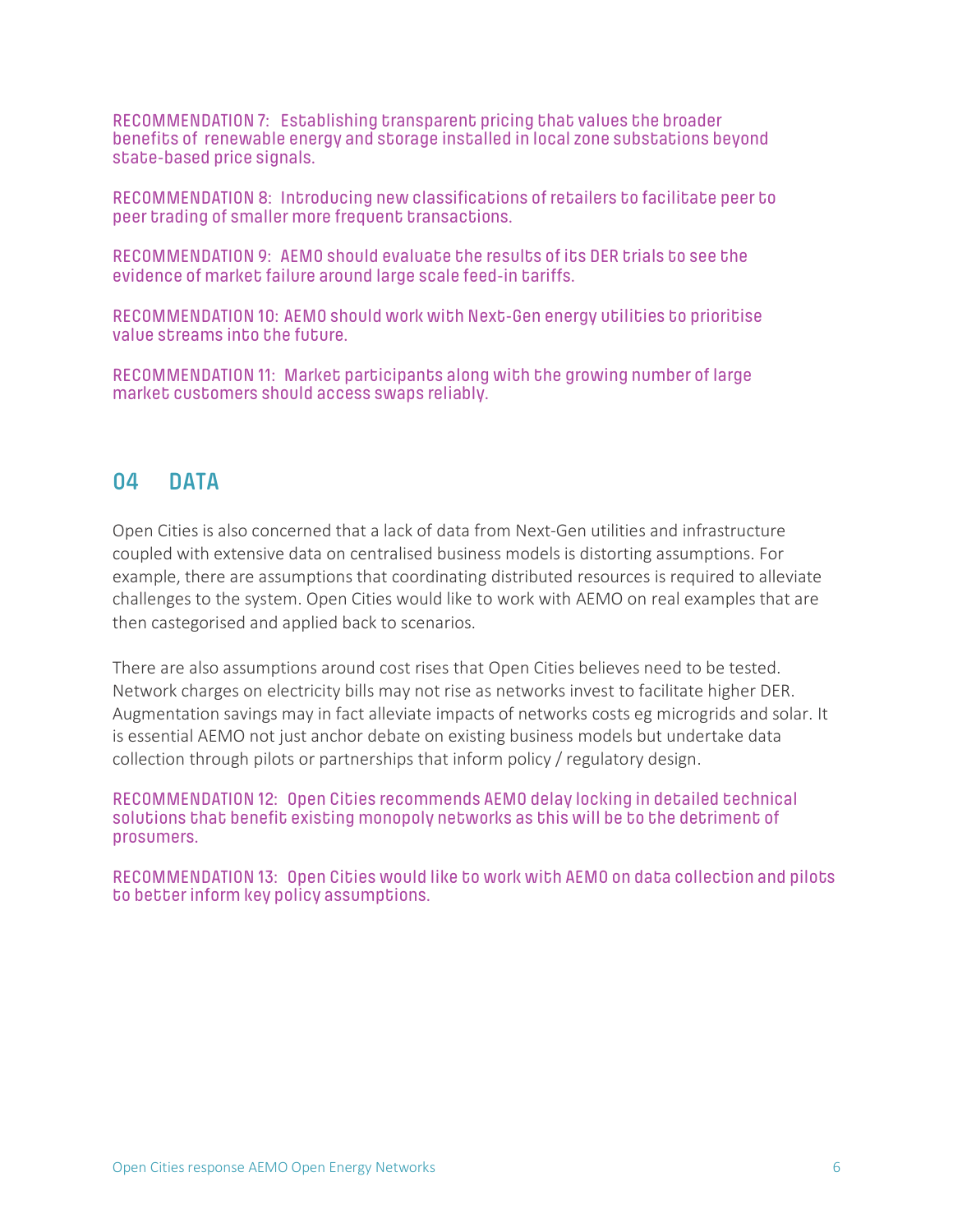**RECOMMENDATION 7: Establishing transparent pricing that values the broader benefits of renewable energy and storage installed in local zone substations beyond state-based price signals.**

**RECOMMENDATION 8: Introducing new classifications of retailers to facilitate peer to peer trading of smaller more frequent transactions.**

**RECOMMENDATION 9: AEMO should evaluate the results of its DER trials to see the evidence of market failure around large scale feed-in tariffs.**

**RECOMMENDATION 10: AEMO should work with Next-Gen energy utilities to prioritise value streams into the future.**

**RECOMMENDATION 11: Market participants along with the growing number of large market customers should access swaps reliably.**

## 04 DATA

Open Cities is also concerned that a lack of data from Next-Gen utilities and infrastructure coupled with extensive data on centralised business models is distorting assumptions. For example, there are assumptions that coordinating distributed resources is required to alleviate challenges to the system. Open Cities would like to work with AEMO on real examples that are then castegorised and applied back to scenarios.

There are also assumptions around cost rises that Open Cities believes need to be tested. Network charges on electricity bills may not rise as networks invest to facilitate higher DER. Augmentation savings may in fact alleviate impacts of networks costs eg microgrids and solar. It is essential AEMO not just anchor debate on existing business models but undertake data collection through pilots or partnerships that inform policy / regulatory design.

**RECOMMENDATION 12: Open Cities recommends AEMO delay locking in detailed technical solutions that benefit existing monopoly networks as this will be to the detriment of prosumers.**

**RECOMMENDATION 13: Open Cities would like to work with AEMO on data collection and pilots to better inform key policy assumptions.**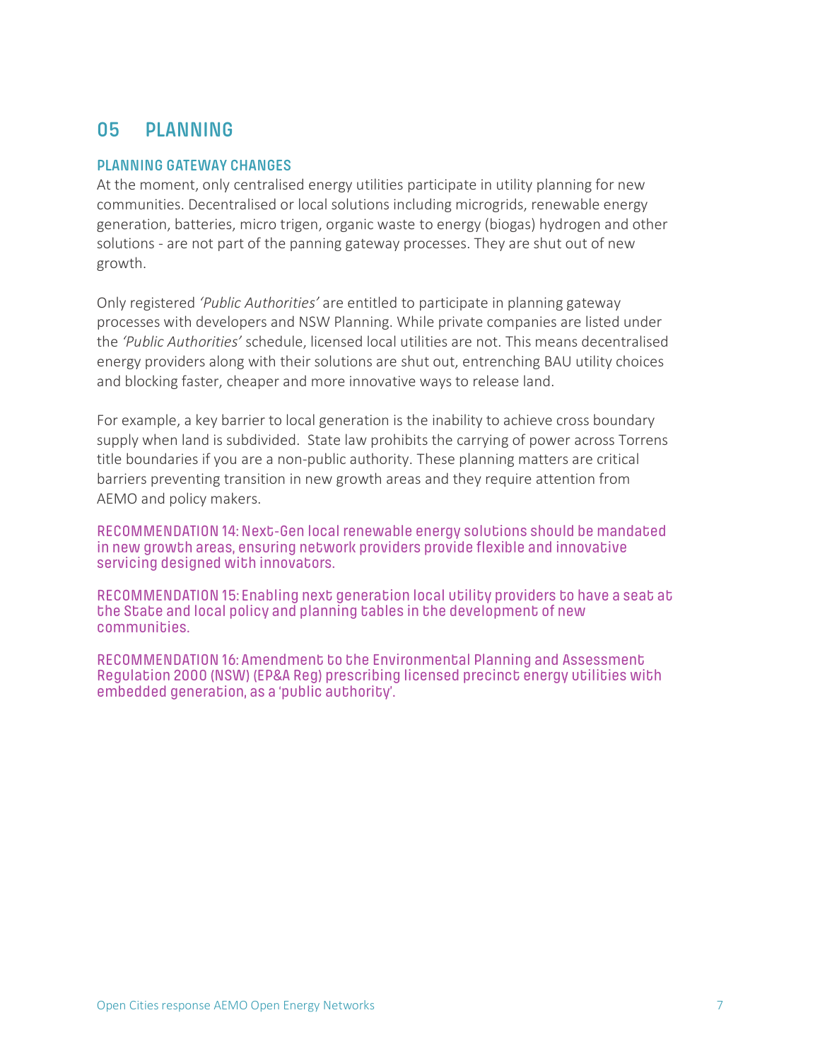## 05 PLANNING

### PLANNING GATEWAY CHANGES

At the moment, only centralised energy utilities participate in utility planning for new communities. Decentralised or local solutions including microgrids, renewable energy generation, batteries, micro trigen, organic waste to energy (biogas) hydrogen and other solutions - are not part of the panning gateway processes. They are shut out of new growth.

Only registered *'Public Authorities'* are entitled to participate in planning gateway processes with developers and NSW Planning. While private companies are listed under the *'Public Authorities'* schedule, licensed local utilities are not. This means decentralised energy providers along with their solutions are shut out, entrenching BAU utility choices and blocking faster, cheaper and more innovative ways to release land.

For example, a key barrier to local generation is the inability to achieve cross boundary supply when land is subdivided. State law prohibits the carrying of power across Torrens title boundaries if you are a non-public authority. These planning matters are critical barriers preventing transition in new growth areas and they require attention from AEMO and policy makers.

**RECOMMENDATION 14: Next-Gen local renewable energy solutions should be mandated in new growth areas, ensuring network providers provide flexible and innovative servicing designed with innovators.**

**RECOMMENDATION 15: Enabling next generation local utility providers to have a seat at the State and local policy and planning tables in the development of new communities.**

**RECOMMENDATION 16: Amendment to the Environmental Planning and Assessment Regulation 2000 (NSW) (EP&A Reg) prescribing licensed precinct energy utilities with embedded generation, as a 'public authority'.**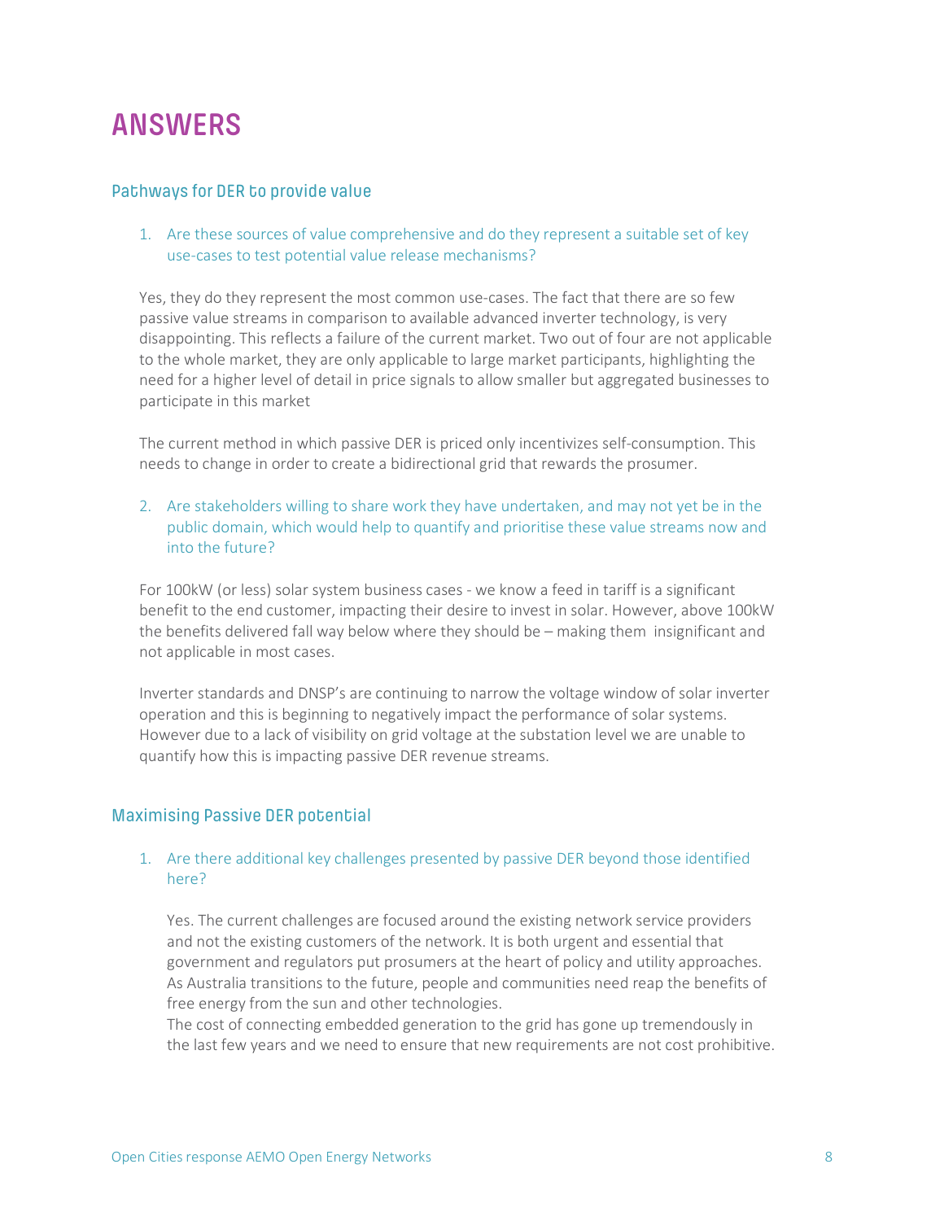# ANSWERS

## Pathways for DER to provide value

1. Are these sources of value comprehensive and do they represent a suitable set of key use-cases to test potential value release mechanisms?

Yes, they do they represent the most common use-cases. The fact that there are so few passive value streams in comparison to available advanced inverter technology, is very disappointing. This reflects a failure of the current market. Two out of four are not applicable to the whole market, they are only applicable to large market participants, highlighting the need for a higher level of detail in price signals to allow smaller but aggregated businesses to participate in this market

The current method in which passive DER is priced only incentivizes self-consumption. This needs to change in order to create a bidirectional grid that rewards the prosumer.

2. Are stakeholders willing to share work they have undertaken, and may not yet be in the public domain, which would help to quantify and prioritise these value streams now and into the future?

For 100kW (or less) solar system business cases - we know a feed in tariff is a significant benefit to the end customer, impacting their desire to invest in solar. However, above 100kW the benefits delivered fall way below where they should be – making them insignificant and not applicable in most cases.

Inverter standards and DNSP's are continuing to narrow the voltage window of solar inverter operation and this is beginning to negatively impact the performance of solar systems. However due to a lack of visibility on grid voltage at the substation level we are unable to quantify how this is impacting passive DER revenue streams.

## Maximising Passive DER potential

1. Are there additional key challenges presented by passive DER beyond those identified here?

   Yes. The current challenges are focused around the existing network service providers and not the existing customers of the network. It is both urgent and essential that government and regulators put prosumers at the heart of policy and utility approaches. As Australia transitions to the future, people and communities need reap the benefits of free energy from the sun and other technologies.
   The cost of connecting embedded generation to the grid has gone up tremendously in the last few years and we need to ensure that new requirements are not cost prohibitive.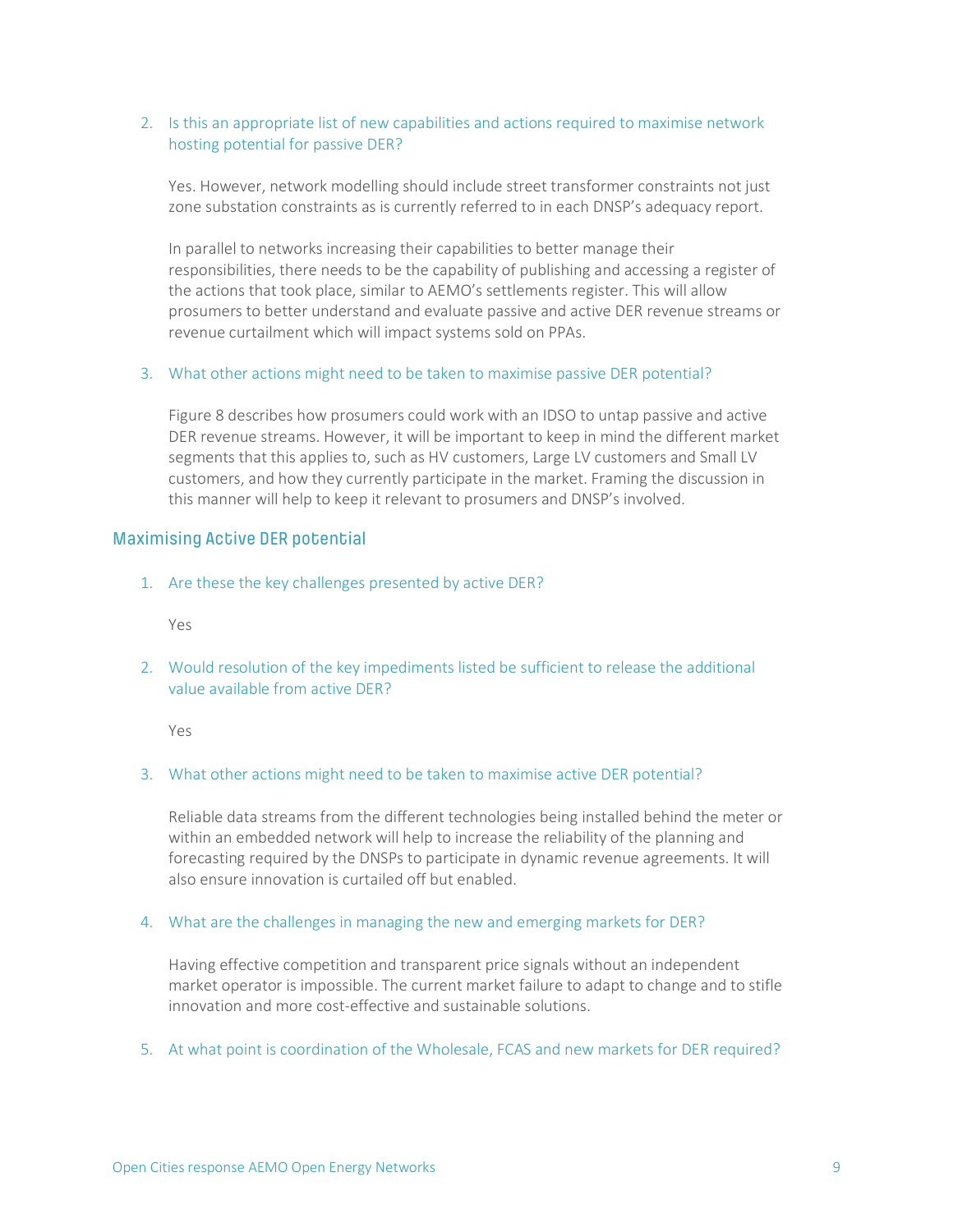2. Is this an appropriate list of new capabilities and actions required to maximise network hosting potential for passive DER?

   Yes. However, network modelling should include street transformer constraints not just zone substation constraints as is currently referred to in each DNSP's adequacy report.

   In parallel to networks increasing their capabilities to better manage their responsibilities, there needs to be the capability of publishing and accessing a register of the actions that took place, similar to AEMO's settlements register. This will allow prosumers to better understand and evaluate passive and active DER revenue streams or revenue curtailment which will impact systems sold on PPAs.

3. What other actions might need to be taken to maximise passive DER potential?

   Figure 8 describes how prosumers could work with an IDSO to untap passive and active DER revenue streams. However, it will be important to keep in mind the different market segments that this applies to, such as HV customers, Large LV customers and Small LV customers, and how they currently participate in the market. Framing the discussion in this manner will help to keep it relevant to prosumers and DNSP's involved.

### Maximising Active DER potential

1. Are these the key challenges presented by active DER?

   Yes

2. Would resolution of the key impediments listed be sufficient to release the additional value available from active DER?

   Yes

3. What other actions might need to be taken to maximise active DER potential?

   Reliable data streams from the different technologies being installed behind the meter or within an embedded network will help to increase the reliability of the planning and forecasting required by the DNSPs to participate in dynamic revenue agreements. It will also ensure innovation is curtailed off but enabled.

4. What are the challenges in managing the new and emerging markets for DER?

   Having effective competition and transparent price signals without an independent market operator is impossible. The current market failure to adapt to change and to stifle innovation and more cost-effective and sustainable solutions.

5. At what point is coordination of the Wholesale, FCAS and new markets for DER required?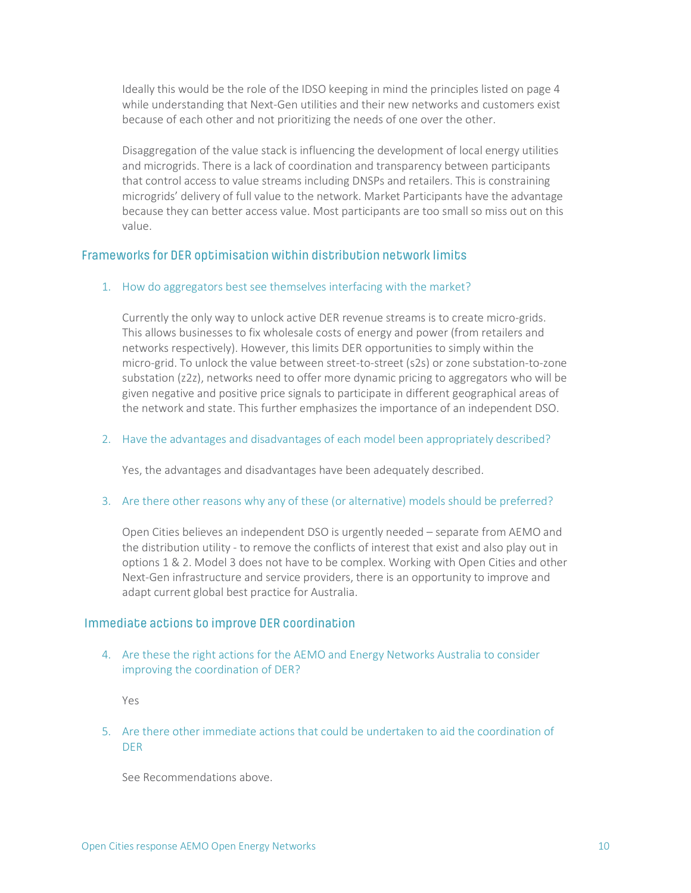Ideally this would be the role of the IDSO keeping in mind the principles listed on page 4 while understanding that Next-Gen utilities and their new networks and customers exist because of each other and not prioritizing the needs of one over the other.

Disaggregation of the value stack is influencing the development of local energy utilities and microgrids. There is a lack of coordination and transparency between participants that control access to value streams including DNSPs and retailers. This is constraining microgrids' delivery of full value to the network. Market Participants have the advantage because they can better access value. Most participants are too small so miss out on this value.

## Frameworks for DER optimisation within distribution network limits

1. How do aggregators best see themselves interfacing with the market?

   Currently the only way to unlock active DER revenue streams is to create micro-grids. This allows businesses to fix wholesale costs of energy and power (from retailers and networks respectively). However, this limits DER opportunities to simply within the micro-grid. To unlock the value between street-to-street (s2s) or zone substation-to-zone substation (z2z), networks need to offer more dynamic pricing to aggregators who will be given negative and positive price signals to participate in different geographical areas of the network and state. This further emphasizes the importance of an independent DSO.

2. Have the advantages and disadvantages of each model been appropriately described?

   Yes, the advantages and disadvantages have been adequately described.

3. Are there other reasons why any of these (or alternative) models should be preferred?

   Open Cities believes an independent DSO is urgently needed – separate from AEMO and the distribution utility - to remove the conflicts of interest that exist and also play out in options 1 & 2. Model 3 does not have to be complex. Working with Open Cities and other Next-Gen infrastructure and service providers, there is an opportunity to improve and adapt current global best practice for Australia.

## Immediate actions to improve DER coordination

4. Are these the right actions for the AEMO and Energy Networks Australia to consider improving the coordination of DER?

   Yes

5. Are there other immediate actions that could be undertaken to aid the coordination of DER

   See Recommendations above.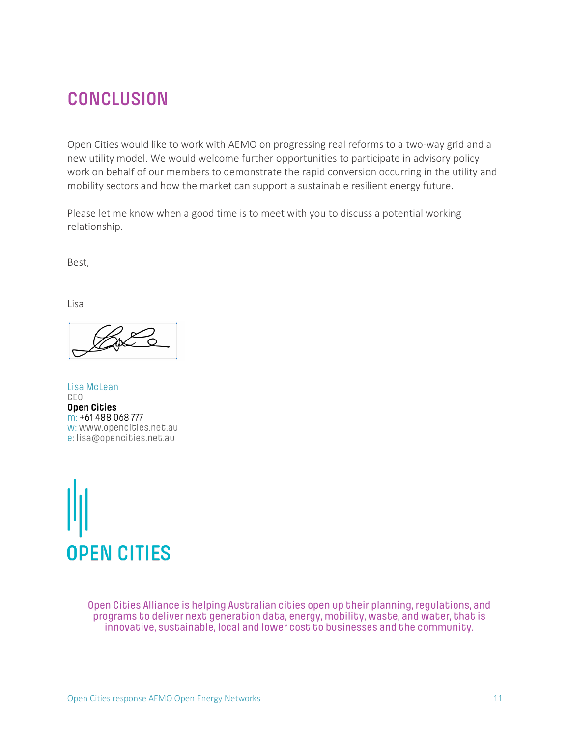# CONCLUSION

Open Cities would like to work with AEMO on progressing real reforms to a two-way grid and a new utility model. We would welcome further opportunities to participate in advisory policy work on behalf of our members to demonstrate the rapid conversion occurring in the utility and mobility sectors and how the market can support a sustainable resilient energy future.

Please let me know when a good time is to meet with you to discuss a potential working relationship.

Best,

Lisa

Lisa McLean
CEO
**Open Cities**
m: +61 488 068 777
w: www.opencities.net.au
e: lisa@opencities.net.au

OPEN CITIES

Open Cities Alliance is helping Australian cities open up their planning, regulations, and programs to deliver next generation data, energy, mobility, waste, and water, that is innovative, sustainable, local and lower cost to businesses and the community.